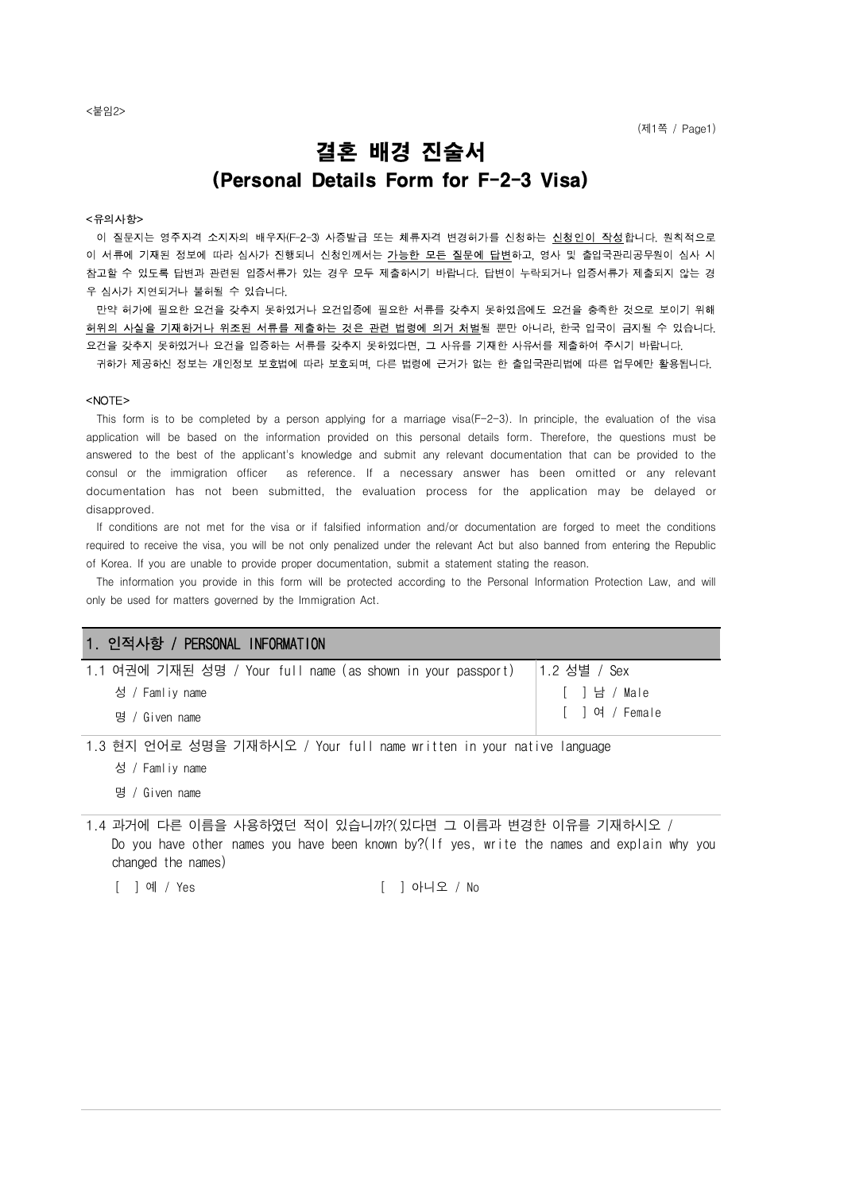<붙임2>

(제1쪽 / Page1)

# 결혼 배경 진술서
# (Personal Details Form for F-2-3 Visa)

**<유의사항>**

이 질문지는 영주자격 소지자의 배우자(F-2-3) 사증발급 또는 체류자격 변경허가를 신청하는 신청인이 작성합니다. 원칙적으로 이 서류에 기재된 정보에 따라 심사가 진행되니 신청인께서는 가능한 모든 질문에 답변하고, 영사 및 출입국관리공무원이 심사 시 참고할 수 있도록 답변과 관련된 입증서류가 있는 경우 모두 제출하시기 바랍니다. 답변이 누락되거나 입증서류가 제출되지 않는 경우 심사가 지연되거나 불허될 수 있습니다.

만약 허가에 필요한 요건을 갖추지 못하였거나 요건입증에 필요한 서류를 갖추지 못하였음에도 요건을 충족한 것으로 보이기 위해 허위의 사실을 기재하거나 위조된 서류를 제출하는 것은 관련 법령에 의거 처벌될 뿐만 아니라, 한국 입국이 금지될 수 있습니다. 요건을 갖추지 못하였거나 요건을 입증하는 서류를 갖추지 못하였다면, 그 사유를 기재한 사유서를 제출하여 주시기 바랍니다.

귀하가 제공하신 정보는 개인정보 보호법에 따라 보호되며, 다른 법령에 근거가 없는 한 출입국관리법에 따른 업무에만 활용됩니다.

**<NOTE>**

This form is to be completed by a person applying for a marriage visa(F-2-3). In principle, the evaluation of the visa application will be based on the information provided on this personal details form. Therefore, the questions must be answered to the best of the applicant's knowledge and submit any relevant documentation that can be provided to the consul or the immigration officer as reference. If a necessary answer has been omitted or any relevant documentation has not been submitted, the evaluation process for the application may be delayed or disapproved.

If conditions are not met for the visa or if falsified information and/or documentation are forged to meet the conditions required to receive the visa, you will be not only penalized under the relevant Act but also banned from entering the Republic of Korea. If you are unable to provide proper documentation, submit a statement stating the reason.

The information you provide in this form will be protected according to the Personal Information Protection Law, and will only be used for matters governed by the Immigration Act.

## 1. 인적사항 / PERSONAL INFORMATION

| 1.1 여권에 기재된 성명 / Your full name (as shown in your passport) | 1.2 성별 / Sex |
|---|---|
| 성 / Famliy name | [ ] 남 / Male |
| 명 / Given name | [ ] 여 / Female |

1.3 현지 언어로 성명을 기재하시오 / Your full name written in your native language

성 / Famliy name

명 / Given name

1.4 과거에 다른 이름을 사용하였던 적이 있습니까?(있다면 그 이름과 변경한 이유를 기재하시오 / Do you have other names you have been known by?(If yes, write the names and explain why you changed the names)

[ ] 예 / Yes　　　　　　　　[ ] 아니오 / No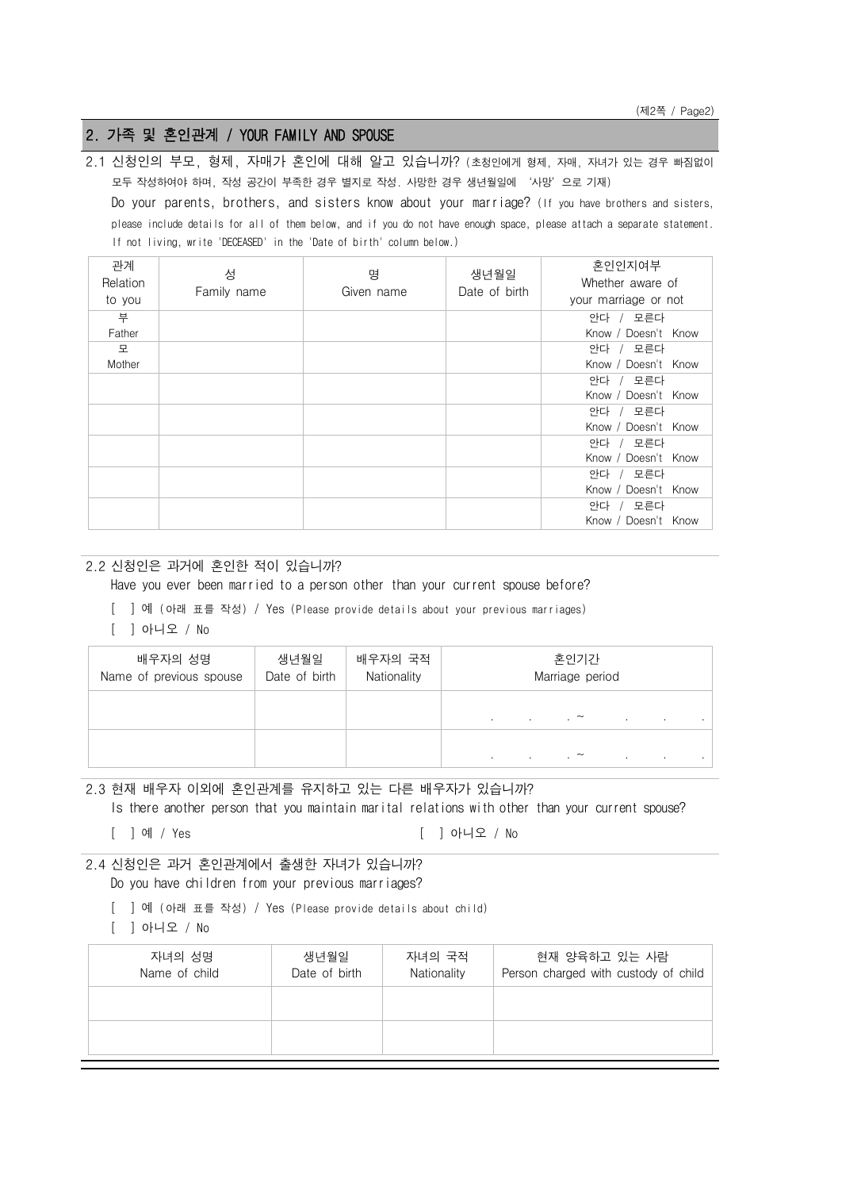## 2. 가족 및 혼인관계 / YOUR FAMILY AND SPOUSE

2.1 신청인의 부모, 형제, 자매가 혼인에 대해 알고 있습니까? (초청인에게 형제, 자매, 자녀가 있는 경우 빠짐없이 모두 작성하여야 하며, 작성 공간이 부족한 경우 별지로 작성. 사망한 경우 생년월일에 '사망'으로 기재)

Do your parents, brothers, and sisters know about your marriage? (If you have brothers and sisters, please include details for all of them below, and if you do not have enough space, please attach a separate statement. If not living, write 'DECEASED' in the 'Date of birth' column below.)

| 관계 Relation to you | 성 Family name | 명 Given name | 생년월일 Date of birth | 혼인인지여부 Whether aware of your marriage or not |
|---|---|---|---|---|
| 부 Father | | | | 안다 / 모른다 Know / Doesn't Know |
| 모 Mother | | | | 안다 / 모른다 Know / Doesn't Know |
| | | | | 안다 / 모른다 Know / Doesn't Know |
| | | | | 안다 / 모른다 Know / Doesn't Know |
| | | | | 안다 / 모른다 Know / Doesn't Know |
| | | | | 안다 / 모른다 Know / Doesn't Know |
| | | | | 안다 / 모른다 Know / Doesn't Know |

2.2 신청인은 과거에 혼인한 적이 있습니까?
Have you ever been married to a person other than your current spouse before?

[ ] 예 (아래 표를 작성) / Yes (Please provide details about your previous marriages)

[ ] 아니오 / No

| 배우자의 성명 Name of previous spouse | 생년월일 Date of birth | 배우자의 국적 Nationality | 혼인기간 Marriage period |
|---|---|---|---|
| | | | . . . ~ . . . |
| | | | . . . ~ . . . |

2.3 현재 배우자 이외에 혼인관계를 유지하고 있는 다른 배우자가 있습니까?
Is there another person that you maintain marital relations with other than your current spouse?

[ ] 예 / Yes [ ] 아니오 / No

2.4 신청인은 과거 혼인관계에서 출생한 자녀가 있습니까?
Do you have children from your previous marriages?

[ ] 예 (아래 표를 작성) / Yes (Please provide details about child)

[ ] 아니오 / No

| 자녀의 성명 Name of child | 생년월일 Date of birth | 자녀의 국적 Nationality | 현재 양육하고 있는 사람 Person charged with custody of child |
|---|---|---|---|
| | | | |
| | | | |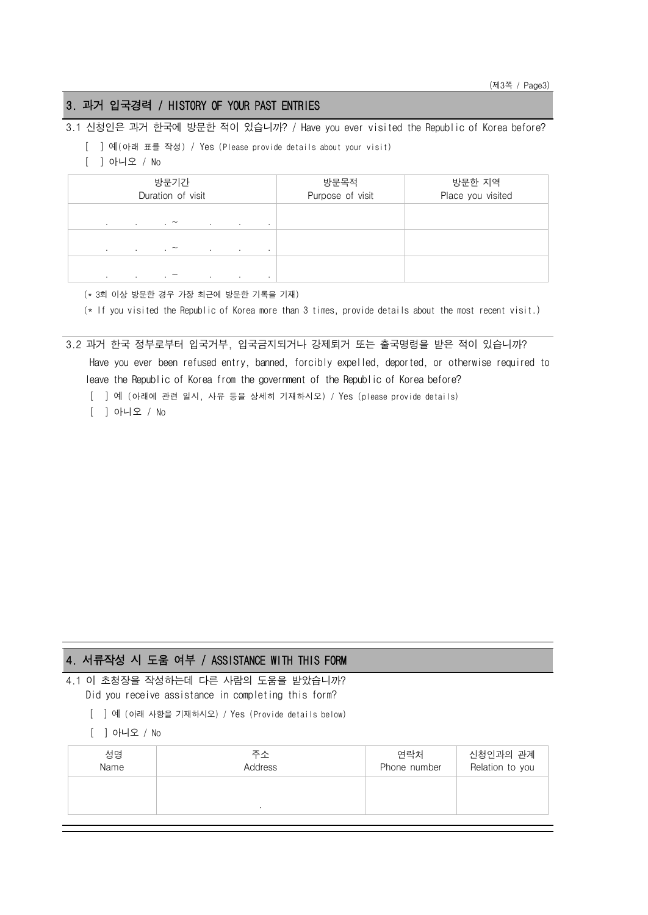## 3. 과거 입국경력 / HISTORY OF YOUR PAST ENTRIES

3.1 신청인은 과거 한국에 방문한 적이 있습니까? / Have you ever visited the Republic of Korea before?

[ ] 예(아래 표를 작성) / Yes (Please provide details about your visit)

[ ] 아니오 / No

| 방문기간<br>Duration of visit | 방문목적<br>Purpose of visit | 방문한 지역<br>Place you visited |
|---|---|---|
| . . . ~ . . . | | |
| . . . ~ . . . | | |
| . . . ~ . . . | | |

(* 3회 이상 방문한 경우 가장 최근에 방문한 기록을 기재)

(* If you visited the Republic of Korea more than 3 times, provide details about the most recent visit.)

3.2 과거 한국 정부로부터 입국거부, 입국금지되거나 강제퇴거 또는 출국명령을 받은 적이 있습니까?
Have you ever been refused entry, banned, forcibly expelled, deported, or otherwise required to leave the Republic of Korea from the government of the Republic of Korea before?

[ ] 예 (아래에 관련 일시, 사유 등을 상세히 기재하시오) / Yes (please provide details)

[ ] 아니오 / No

## 4. 서류작성 시 도움 여부 / ASSISTANCE WITH THIS FORM

4.1 이 초청장을 작성하는데 다른 사람의 도움을 받았습니까?
Did you receive assistance in completing this form?

[ ] 예 (아래 사항을 기재하시오) / Yes (Provide details below)

[ ] 아니오 / No

| 성명<br>Name | 주소<br>Address | 연락처<br>Phone number | 신청인과의 관계<br>Relation to you |
|---|---|---|---|
| | . | | |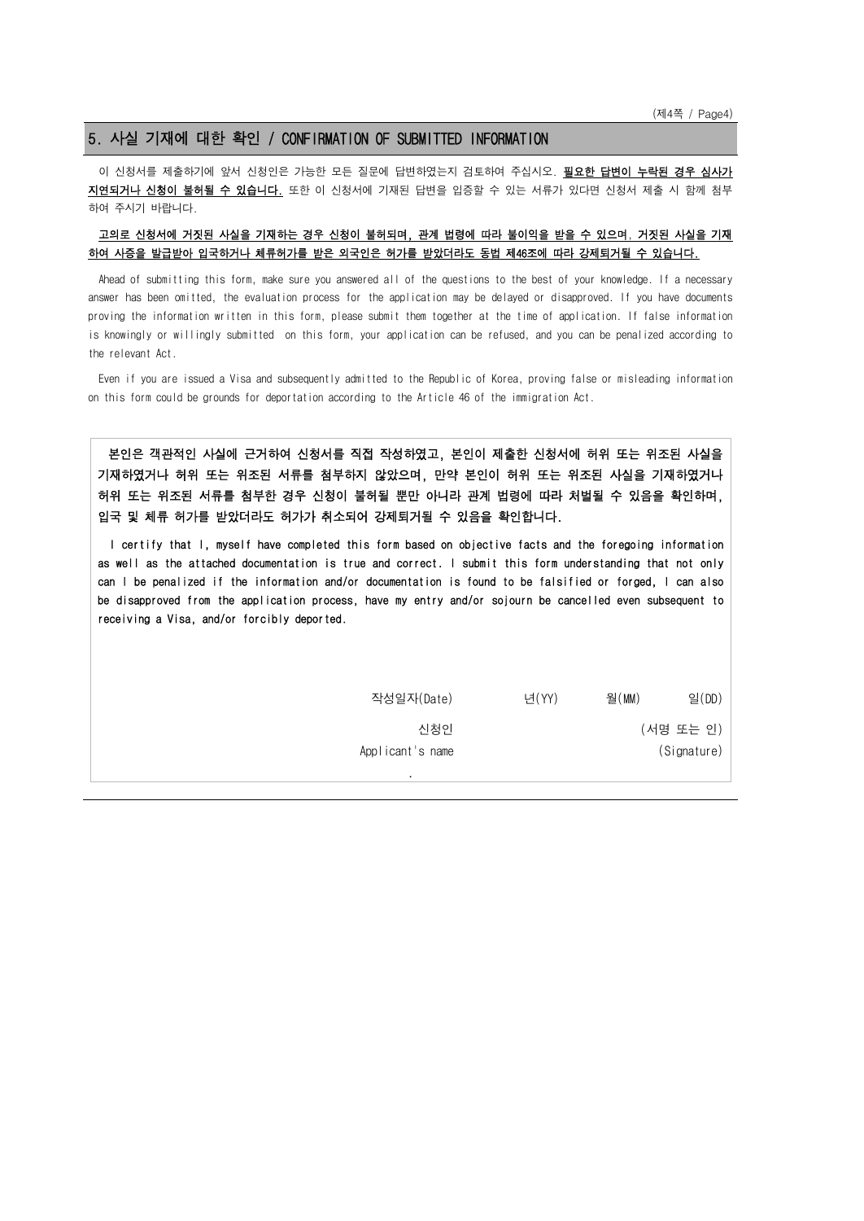## 5. 사실 기재에 대한 확인 / CONFIRMATION OF SUBMITTED INFORMATION

이 신청서를 제출하기에 앞서 신청인은 가능한 모든 질문에 답변하였는지 검토하여 주십시오. **필요한 답변이 누락된 경우 심사가 지연되거나 신청이 불허될 수 있습니다.** 또한 이 신청서에 기재된 답변을 입증할 수 있는 서류가 있다면 신청서 제출 시 함께 첨부하여 주시기 바랍니다.

**고의로 신청서에 거짓된 사실을 기재하는 경우 신청이 불허되며, 관계 법령에 따라 불이익을 받을 수 있으며, 거짓된 사실을 기재하여 사증을 발급받아 입국하거나 체류허가를 받은 외국인은 허가를 받았더라도 동법 제46조에 따라 강제퇴거될 수 있습니다.**

Ahead of submitting this form, make sure you answered all of the questions to the best of your knowledge. If a necessary answer has been omitted, the evaluation process for the application may be delayed or disapproved. If you have documents proving the information written in this form, please submit them together at the time of application. If false information is knowingly or willingly submitted on this form, your application can be refused, and you can be penalized according to the relevant Act.

Even if you are issued a Visa and subsequently admitted to the Republic of Korea, proving false or misleading information on this form could be grounds for deportation according to the Article 46 of the immigration Act.

**본인은 객관적인 사실에 근거하여 신청서를 직접 작성하였고, 본인이 제출한 신청서에 허위 또는 위조된 사실을 기재하였거나 허위 또는 위조된 서류를 첨부하지 않았으며, 만약 본인이 허위 또는 위조된 사실을 기재하였거나 허위 또는 위조된 서류를 첨부한 경우 신청이 불허될 뿐만 아니라 관계 법령에 따라 처벌될 수 있음을 확인하며, 입국 및 체류 허가를 받았더라도 허가가 취소되어 강제퇴거될 수 있음을 확인합니다.**

**I certify that I, myself have completed this form based on objective facts and the foregoing information as well as the attached documentation is true and correct. I submit this form understanding that not only can I be penalized if the information and/or documentation is found to be falsified or forged, I can also be disapproved from the application process, have my entry and/or sojourn be cancelled even subsequent to receiving a Visa, and/or forcibly deported.**

작성일자(Date) 년(YY) 월(MM) 일(DD)

신청인 Applicant's name (서명 또는 인) (Signature)